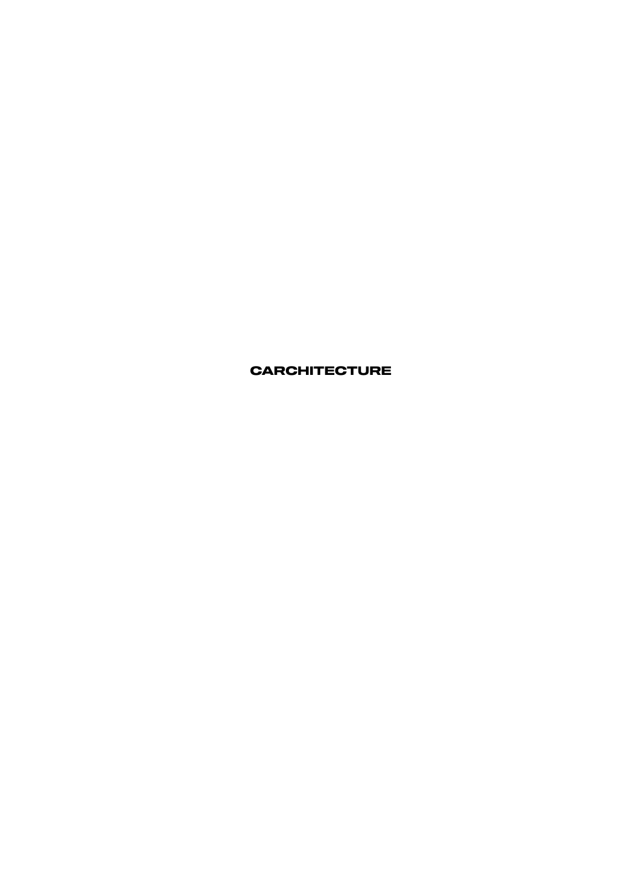# CARCHITECTURE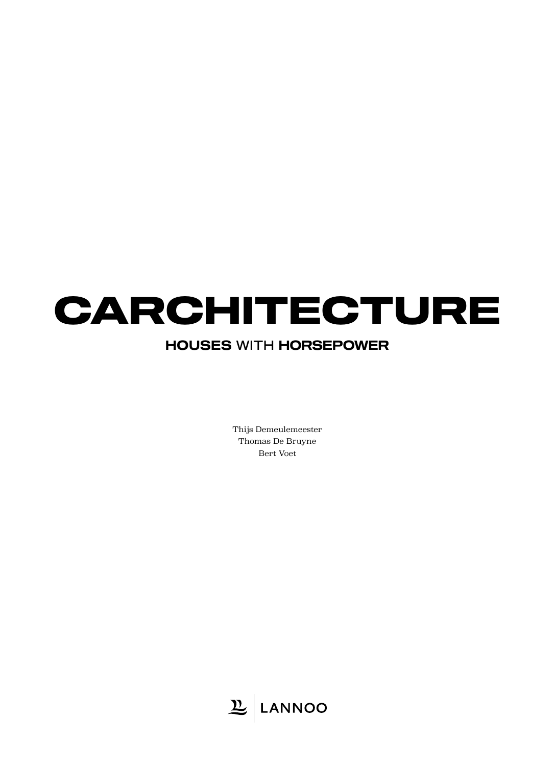# CARCHITECTURE

## **HOUSES** WITH **HORSEPOWER**

Thijs Demeulemeester
Thomas De Bruyne
Bert Voet

LANNOO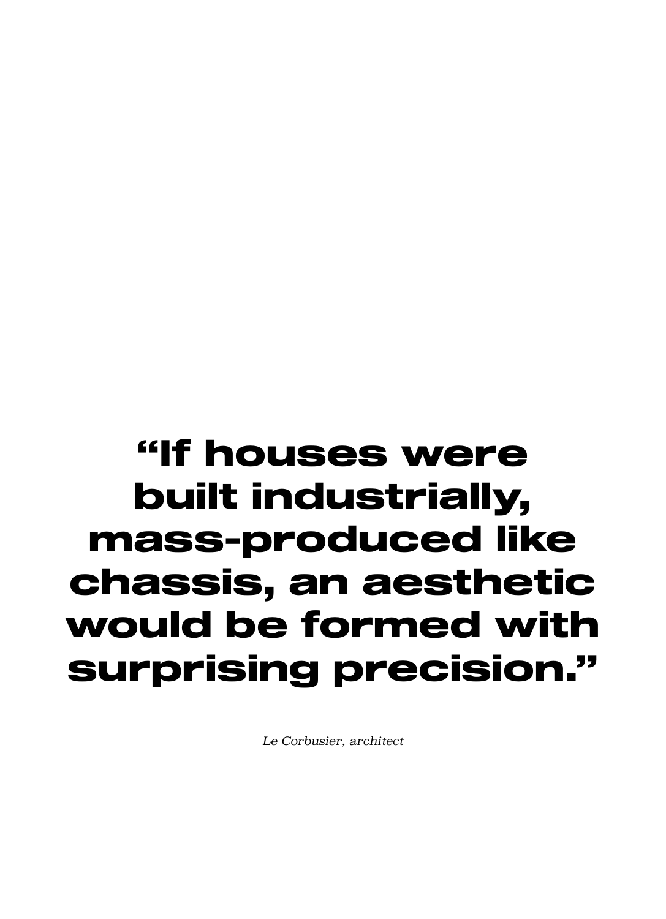**“If houses were built industrially, mass-produced like chassis, an aesthetic would be formed with surprising precision.”**

*Le Corbusier, architect*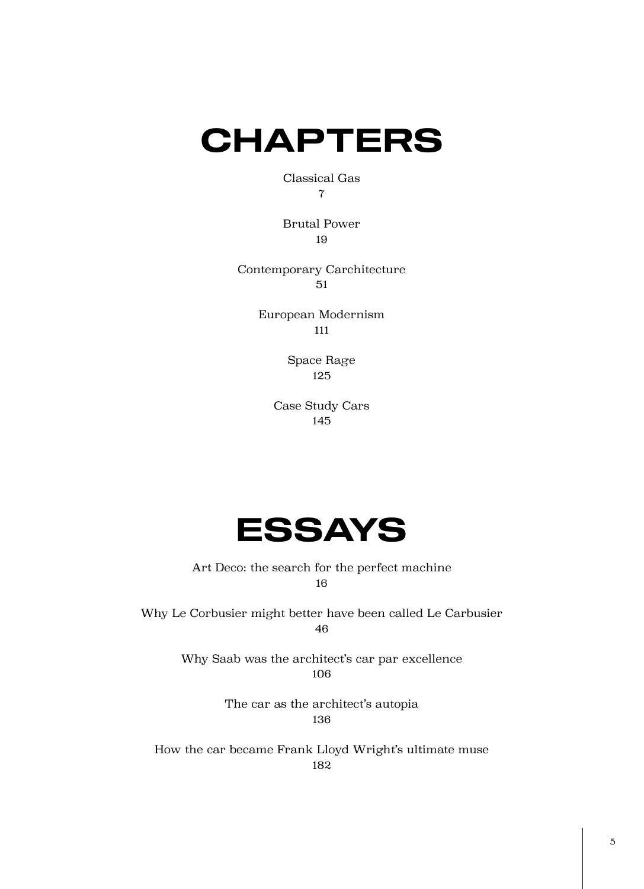# CHAPTERS

Classical Gas
7

Brutal Power
19

Contemporary Carchitecture
51

European Modernism
111

Space Rage
125

Case Study Cars
145

# ESSAYS

Art Deco: the search for the perfect machine
16

Why Le Corbusier might better have been called Le Carbusier
46

Why Saab was the architect's car par excellence
106

The car as the architect's autopia
136

How the car became Frank Lloyd Wright's ultimate muse
182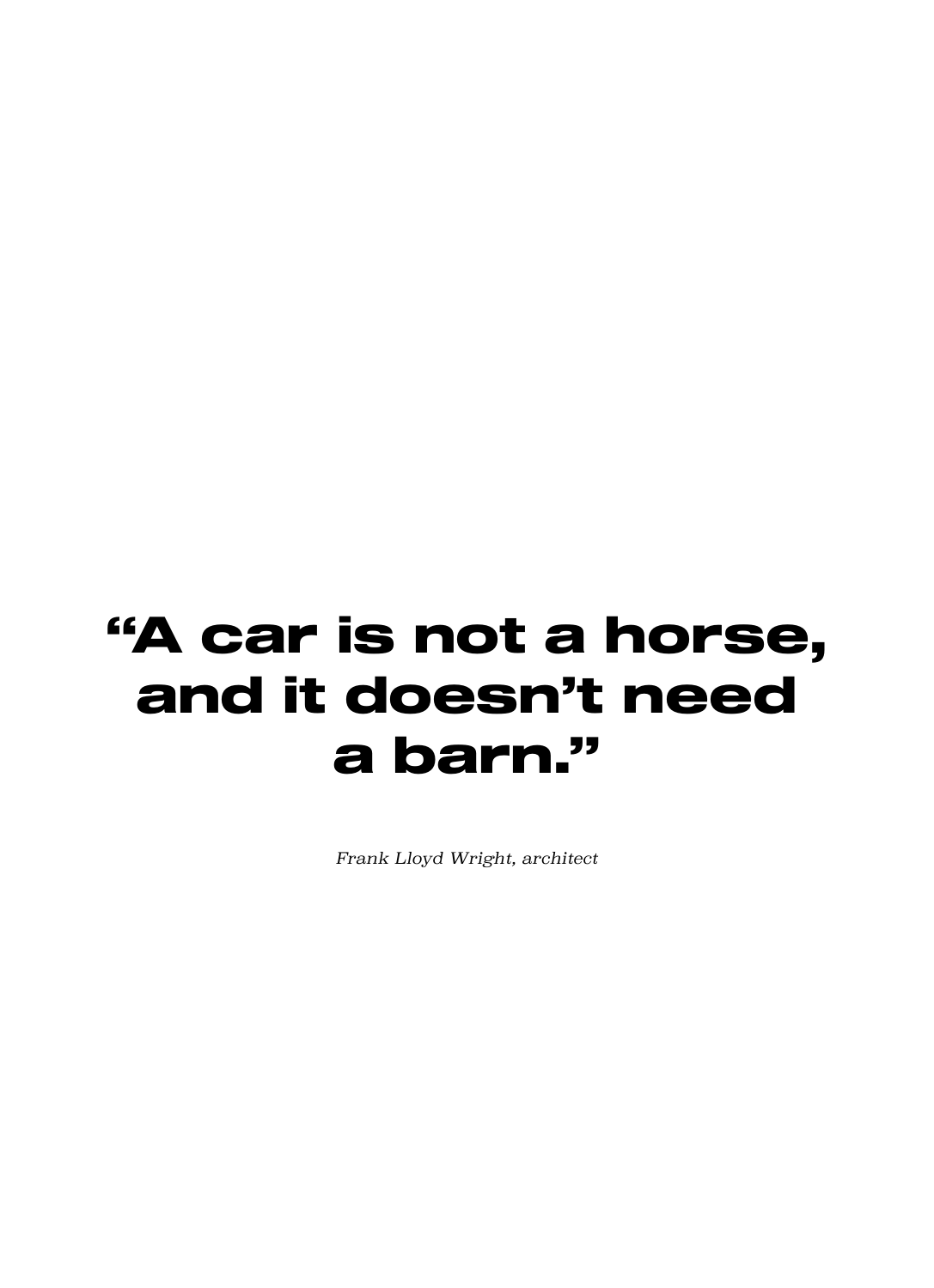**“A car is not a horse, and it doesn’t need a barn.”**

*Frank Lloyd Wright, architect*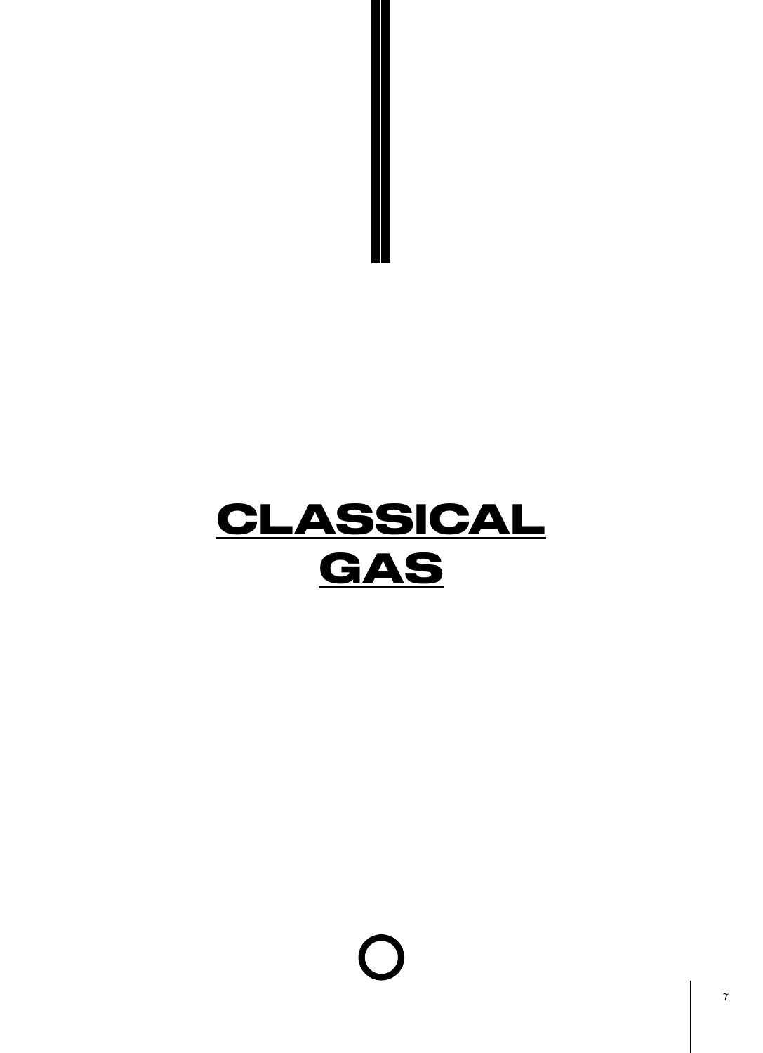# CLASSICAL GAS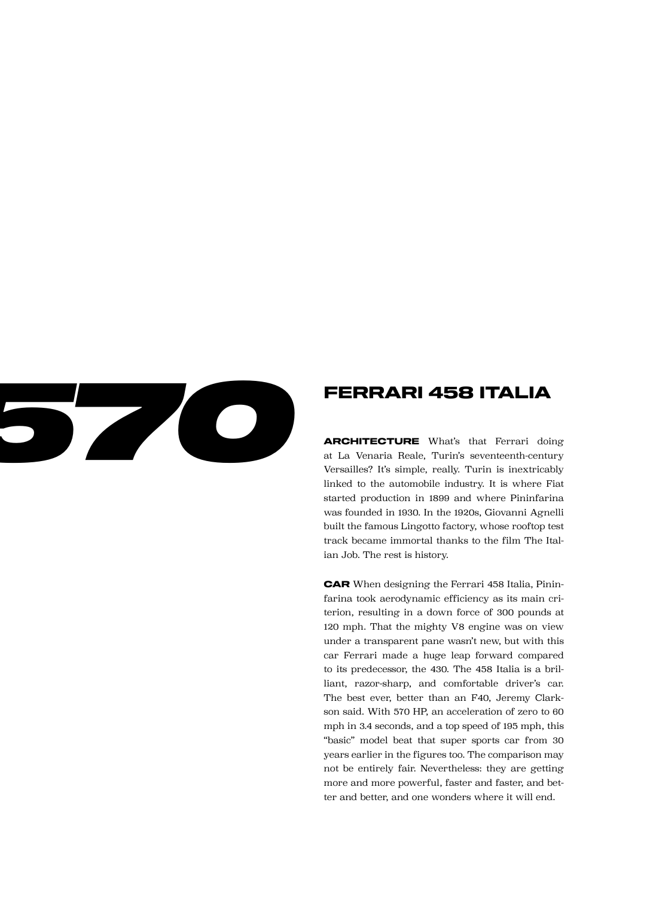# 570

## FERRARI 458 ITALIA

**ARCHITECTURE** What's that Ferrari doing at La Venaria Reale, Turin's seventeenth-century Versailles? It's simple, really. Turin is inextricably linked to the automobile industry. It is where Fiat started production in 1899 and where Pininfarina was founded in 1930. In the 1920s, Giovanni Agnelli built the famous Lingotto factory, whose rooftop test track became immortal thanks to the film The Italian Job. The rest is history.

**CAR** When designing the Ferrari 458 Italia, Pininfarina took aerodynamic efficiency as its main criterion, resulting in a down force of 300 pounds at 120 mph. That the mighty V8 engine was on view under a transparent pane wasn't new, but with this car Ferrari made a huge leap forward compared to its predecessor, the 430. The 458 Italia is a brilliant, razor-sharp, and comfortable driver's car. The best ever, better than an F40, Jeremy Clarkson said. With 570 HP, an acceleration of zero to 60 mph in 3.4 seconds, and a top speed of 195 mph, this "basic" model beat that super sports car from 30 years earlier in the figures too. The comparison may not be entirely fair. Nevertheless: they are getting more and more powerful, faster and faster, and better and better, and one wonders where it will end.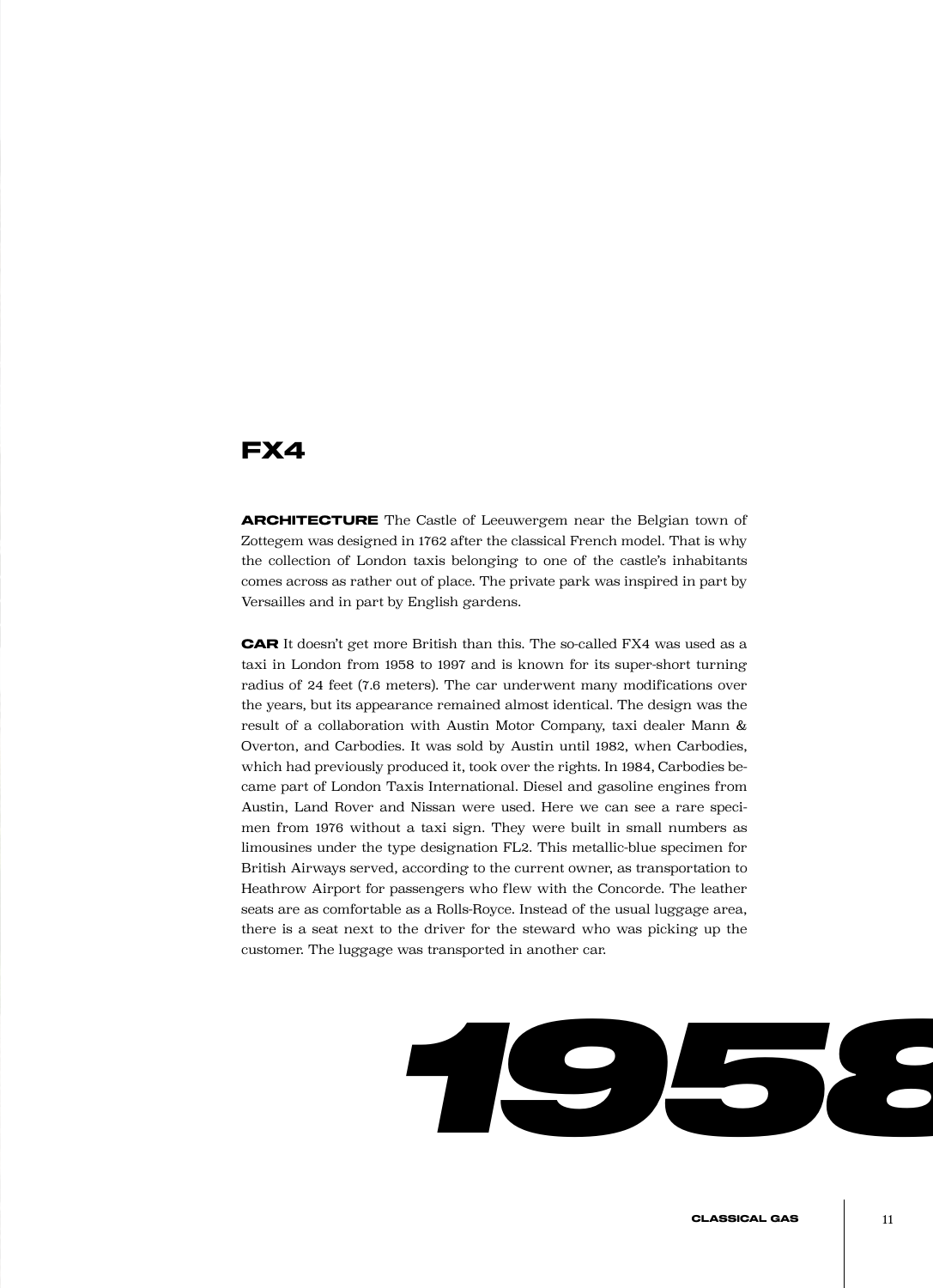# FX4

**ARCHITECTURE** The Castle of Leeuwergem near the Belgian town of Zottegem was designed in 1762 after the classical French model. That is why the collection of London taxis belonging to one of the castle's inhabitants comes across as rather out of place. The private park was inspired in part by Versailles and in part by English gardens.

**CAR** It doesn't get more British than this. The so-called FX4 was used as a taxi in London from 1958 to 1997 and is known for its super-short turning radius of 24 feet (7.6 meters). The car underwent many modifications over the years, but its appearance remained almost identical. The design wan the result of a collaboration with Austin Motor Company, taxi dealer Mann & Overton, and Carbodies. It was sold by Austin until 1982, when Carbodies, which had previously produced it, took over the rights. In 1984, Carbodies became part of London Taxis International. Diesel and gasoline engines from Austin, Land Rover and Nissan were used. Here we can see a rare specimen from 1976 without a taxi sign. They were built in small numbers as limousines under the type designation FL2. This metallic-blue specimen for British Airways served, according to the current owner, as transportation to Heathrow Airport for passengers who flew with the Concorde. The leather seats are as comfortable as a Rolls-Royce. Instead of the usual luggage area, there is a seat next to the driver for the steward who was picking up the customer. The luggage was transported in another car.

**1958**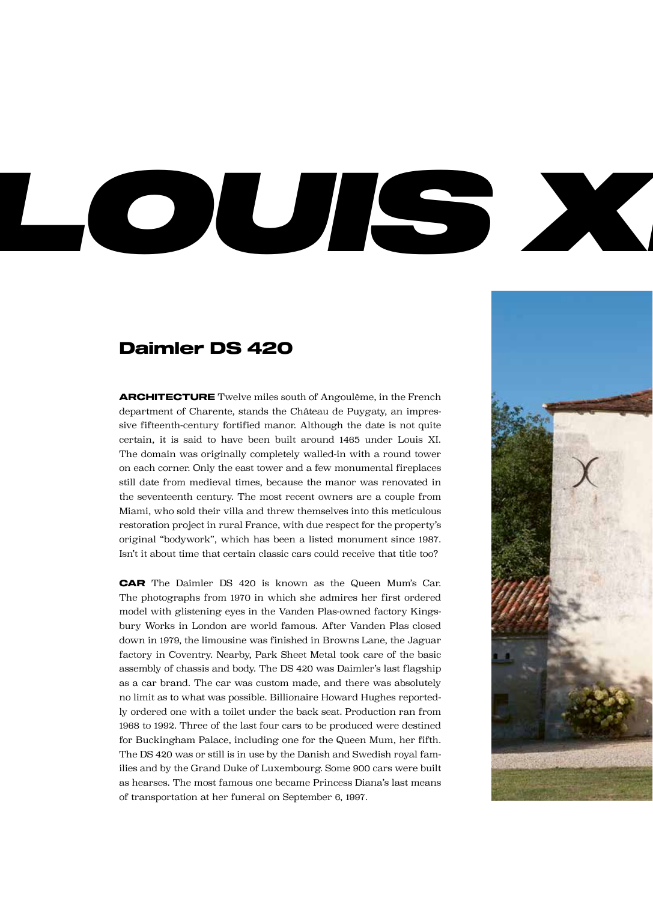# LOUIS X

## Daimler DS 420

**ARCHITECTURE** Twelve miles south of Angoulême, in the French department of Charente, stands the Château de Puygaty, an impressive fifteenth-century fortified manor. Although the date is not quite certain, it is said to have been built around 1465 under Louis XI. The domain was originally completely walled-in with a round tower on each corner. Only the east tower and a few monumental fireplaces still date from medieval times, because the manor was renovated in the seventeenth century. The most recent owners are a couple from Miami, who sold their villa and threw themselves into this meticulous restoration project in rural France, with due respect for the property's original "bodywork", which has been a listed monument since 1987. Isn't it about time that certain classic cars could receive that title too?

**CAR** The Daimler DS 420 is known as the Queen Mum's Car. The photographs from 1970 in which she admires her first ordered model with glistening eyes in the Vanden Plas-owned factory Kingsbury Works in London are world famous. After Vanden Plas closed down in 1979, the limousine was finished in Browns Lane, the Jaguar factory in Coventry. Nearby, Park Sheet Metal took care of the basic assembly of chassis and body. The DS 420 was Daimler's last flagship as a car brand. The car was custom made, and there was absolutely no limit as to what was possible. Billionaire Howard Hughes reportedly ordered one with a toilet under the back seat. Production ran from 1968 to 1992. Three of the last four cars to be produced were destined for Buckingham Palace, including one for the Queen Mum, her fifth. The DS 420 was or still is in use by the Danish and Swedish royal families and by the Grand Duke of Luxembourg. Some 900 cars were built as hearses. The most famous one became Princess Diana's last means of transportation at her funeral on September 6, 1997.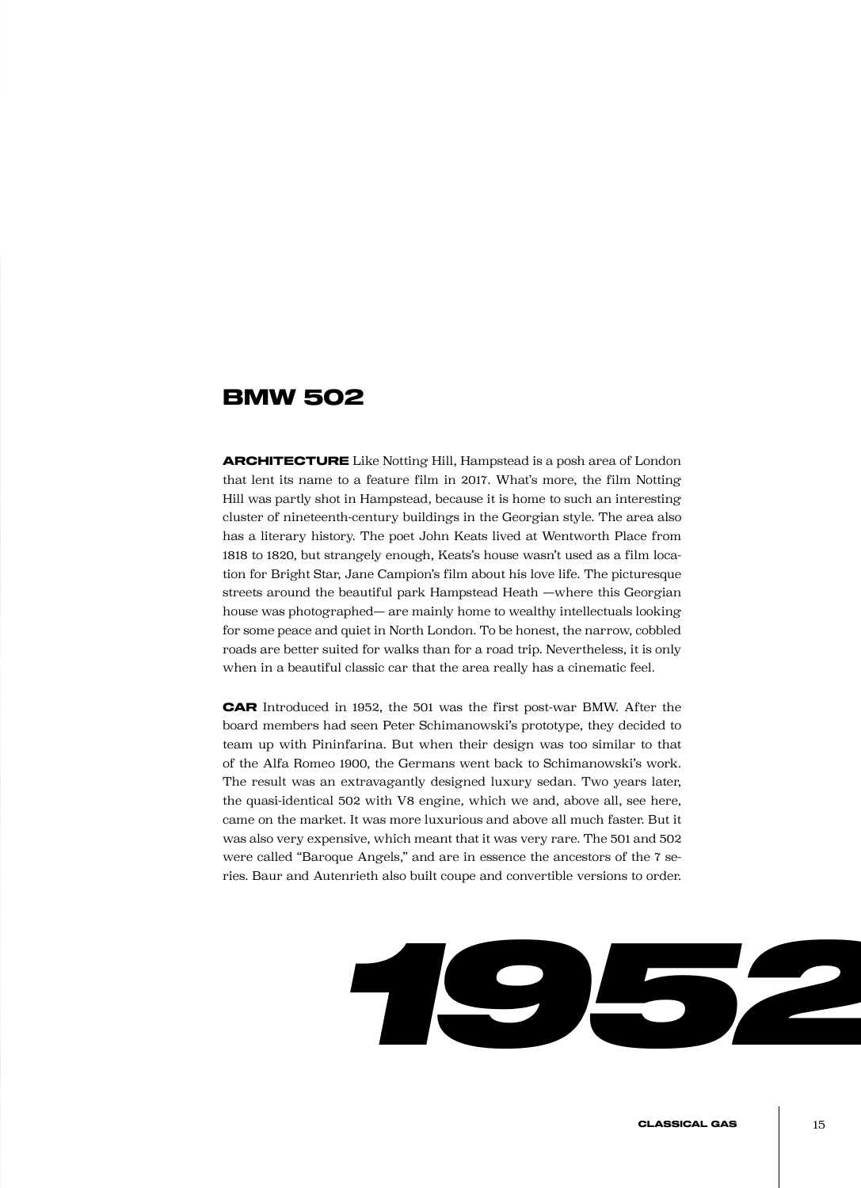## BMW 502

**ARCHITECTURE** Like Notting Hill, Hampstead is a posh area of London that lent its name to a feature film in 2017. What's more, the film Notting Hill was partly shot in Hampstead, because it is home to such an interesting cluster of nineteenth-century buildings in the Georgian style. The area also has a literary history. The poet John Keats lived at Wentworth Place from 1818 to 1820, but strangely enough, Keats's house wasn't used as a film location for Bright Star, Jane Campion's film about his love life. The picturesque streets around the beautiful park Hampstead Heath —where this Georgian house was photographed— are mainly home to wealthy intellectuals looking for some peace and quiet in North London. To be honest, the narrow, cobbled roads are better suited for walks than for a road trip. Nevertheless, it is only when in a beautiful classic car that the area really has a cinematic feel.

**CAR** Introduced in 1952, the 501 was the first post-war BMW. After the board members had seen Peter Schimanowski's prototype, they decided to team up with Pininfarina. But when their design was too similar to that of the Alfa Romeo 1900, the Germans went back to Schimanowski's work. The result was an extravagantly designed luxury sedan. Two years later, the quasi-identical 502 with V8 engine, which we and, above all, see here, came on the market. It was more luxurious and above all much faster. But it was also very expensive, which meant that it was very rare. The 501 and 502 were called "Baroque Angels," and are in essence the ancestors of the 7 series. Baur and Autenrieth also built coupe and convertible versions to order.

**1952**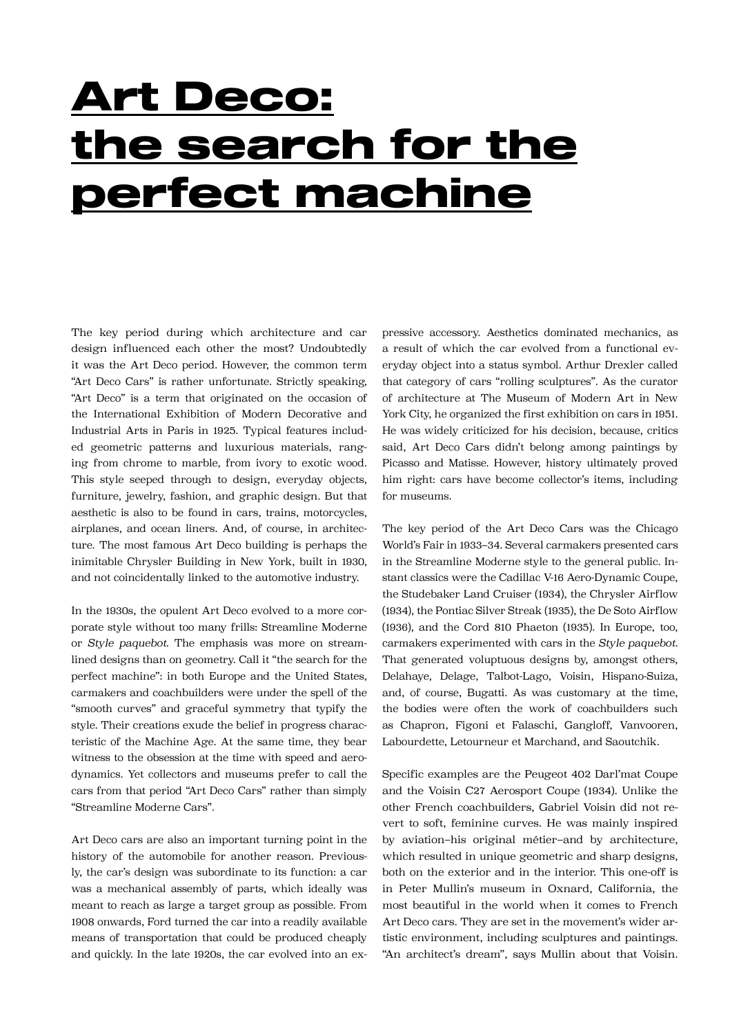# Art Deco: the search for the perfect machine

The key period during which architecture and car design influenced each other the most? Undoubtedly it was the Art Deco period. However, the common term "Art Deco Cars" is rather unfortunate. Strictly speaking, "Art Deco" is a term that originated on the occasion of the International Exhibition of Modern Decorative and Industrial Arts in Paris in 1925. Typical features included geometric patterns and luxurious materials, ranging from chrome to marble, from ivory to exotic wood. This style seeped through to design, everyday objects, furniture, jewelry, fashion, and graphic design. But that aesthetic is also to be found in cars, trains, motorcycles, airplanes, and ocean liners. And, of course, in architecture. The most famous Art Deco building is perhaps the inimitable Chrysler Building in New York, built in 1930, and not coincidentally linked to the automotive industry.

In the 1930s, the opulent Art Deco evolved to a more corporate style without too many frills: Streamline Moderne or *Style paquebot*. The emphasis was more on streamlined designs than on geometry. Call it "the search for the perfect machine": in both Europe and the United States, carmakers and coachbuilders were under the spell of the "smooth curves" and graceful symmetry that typify the style. Their creations exude the belief in progress characteristic of the Machine Age. At the same time, they bear witness to the obsession at the time with speed and aerodynamics. Yet collectors and museums prefer to call the cars from that period "Art Deco Cars" rather than simply "Streamline Moderne Cars".

Art Deco cars are also an important turning point in the history of the automobile for another reason. Previously, the car's design was subordinate to its function: a car was a mechanical assembly of parts, which ideally was meant to reach as large a target group as possible. From 1908 onwards, Ford turned the car into a readily available means of transportation that could be produced cheaply and quickly. In the late 1920s, the car evolved into an expressive accessory. Aesthetics dominated mechanics, as a result of which the car evolved from a functional everyday object into a status symbol. Arthur Drexler called that category of cars "rolling sculptures". As the curator of architecture at The Museum of Modern Art in New York City, he organized the first exhibition on cars in 1951. He was widely criticized for his decision, because, critics said, Art Deco Cars didn't belong among paintings by Picasso and Matisse. However, history ultimately proved him right: cars have become collector's items, including for museums.

The key period of the Art Deco Cars was the Chicago World's Fair in 1933–34. Several carmakers presented cars in the Streamline Moderne style to the general public. Instant classics were the Cadillac V-16 Aero-Dynamic Coupe, the Studebaker Land Cruiser (1934), the Chrysler Airflow (1934), the Pontiac Silver Streak (1935), the De Soto Airflow (1936), and the Cord 810 Phaeton (1935). In Europe, too, carmakers experimented with cars in the *Style paquebot*. That generated voluptuous designs by, amongst others, Delahaye, Delage, Talbot-Lago, Voisin, Hispano-Suiza, and, of course, Bugatti. As was customary at the time, the bodies were often the work of coachbuilders such as Chapron, Figoni et Falaschi, Gangloff, Vanvooren, Labourdette, Letourneur et Marchand, and Saoutchik.

Specific examples are the Peugeot 402 Darl'mat Coupe and the Voisin C27 Aerosport Coupe (1934). Unlike the other French coachbuilders, Gabriel Voisin did not revert to soft, feminine curves. He was mainly inspired by aviation–his original métier–and by architecture, which resulted in unique geometric and sharp designs, both on the exterior and in the interior. This one-off is in Peter Mullin's museum in Oxnard, California, the most beautiful in the world when it comes to French Art Deco cars. They are set in the movement's wider artistic environment, including sculptures and paintings. "An architect's dream", says Mullin about that Voisin.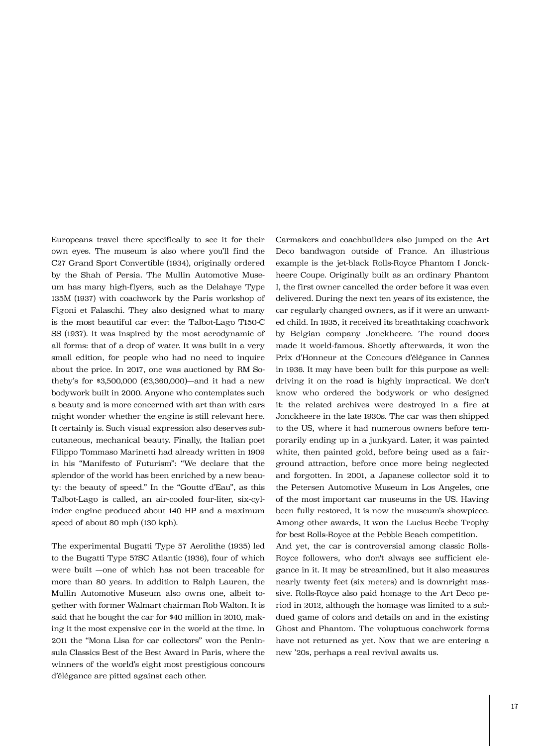Europeans travel there specifically to see it for their own eyes. The museum is also where you'll find the C27 Grand Sport Convertible (1934), originally ordered by the Shah of Persia. The Mullin Automotive Museum has many high-flyers, such as the Delahaye Type 135M (1937) with coachwork by the Paris workshop of Figoni et Falaschi. They also designed what to many is the most beautiful car ever: the Talbot-Lago T150-C SS (1937). It was inspired by the most aerodynamic of all forms: that of a drop of water. It was built in a very small edition, for people who had no need to inquire about the price. In 2017, one was auctioned by RM Sotheby's for $3,500,000 (€3,360,000)—and it had a new bodywork built in 2000. Anyone who contemplates such a beauty and is more concerned with art than with cars might wonder whether the engine is still relevant here. It certainly is. Such visual expression also deserves subcutaneous, mechanical beauty. Finally, the Italian poet Filippo Tommaso Marinetti had already written in 1909 in his "Manifesto of Futurism": "We declare that the splendor of the world has been enriched by a new beauty: the beauty of speed." In the "Goutte d'Eau", as this Talbot-Lago is called, an air-cooled four-liter, six-cylinder engine produced about 140 HP and a maximum speed of about 80 mph (130 kph).

The experimental Bugatti Type 57 Aerolithe (1935) led to the Bugatti Type 57SC Atlantic (1936), four of which were built —one of which has not been traceable for more than 80 years. In addition to Ralph Lauren, the Mullin Automotive Museum also owns one, albeit together with former Walmart chairman Rob Walton. It is said that he bought the car for $40 million in 2010, making it the most expensive car in the world at the time. In 2011 the "Mona Lisa for car collectors" won the Peninsula Classics Best of the Best Award in Paris, where the winners of the world's eight most prestigious concours d'élégance are pitted against each other.

Carmakers and coachbuilders also jumped on the Art Deco bandwagon outside of France. An illustrious example is the jet-black Rolls-Royce Phantom I Jonckheere Coupe. Originally built as an ordinary Phantom I, the first owner cancelled the order before it was even delivered. During the next ten years of its existence, the car regularly changed owners, as if it were an unwanted child. In 1935, it received its breathtaking coachwork by Belgian company Jonckheere. The round doors made it world-famous. Shortly afterwards, it won the Prix d'Honneur at the Concours d'élégance in Cannes in 1936. It may have been built for this purpose as well: driving it on the road is highly impractical. We don't know who ordered the bodywork or who designed it: the related archives were destroyed in a fire at Jonckheere in the late 1930s. The car was then shipped to the US, where it had numerous owners before temporarily ending up in a junkyard. Later, it was painted white, then painted gold, before being used as a fairground attraction, before once more being neglected and forgotten. In 2001, a Japanese collector sold it to the Petersen Automotive Museum in Los Angeles, one of the most important car museums in the US. Having been fully restored, it is now the museum's showpiece. Among other awards, it won the Lucius Beebe Trophy for best Rolls-Royce at the Pebble Beach competition.

And yet, the car is controversial among classic Rolls-Royce followers, who don't always see sufficient elegance in it. It may be streamlined, but it also measures nearly twenty feet (six meters) and is downright massive. Rolls-Royce also paid homage to the Art Deco period in 2012, although the homage was limited to a subdued game of colors and details on and in the existing Ghost and Phantom. The voluptuous coachwork forms have not returned as yet. Now that we are entering a new '20s, perhaps a real revival awaits us.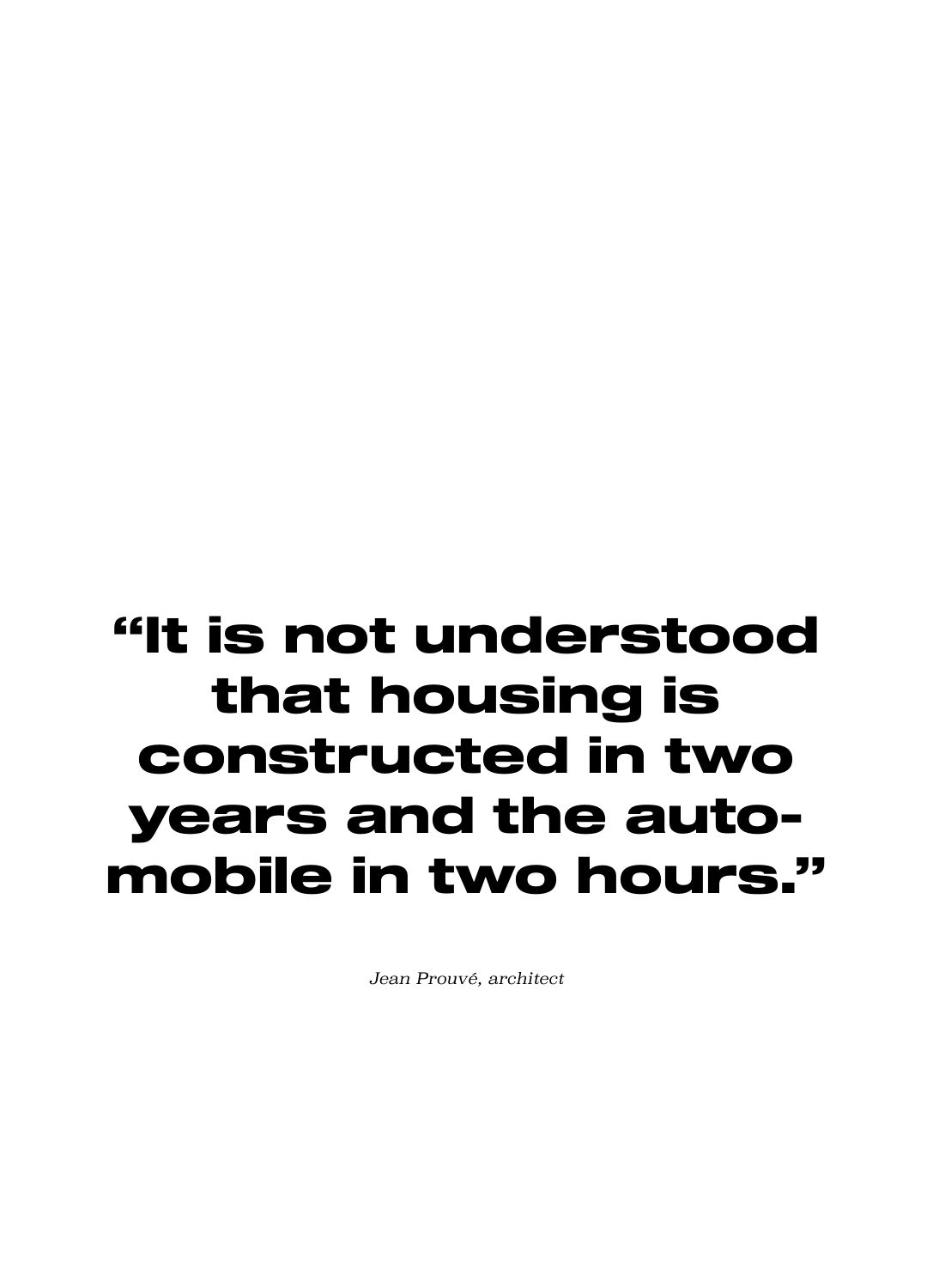**"It is not understood that housing is constructed in two years and the automobile in two hours."**

*Jean Prouvé, architect*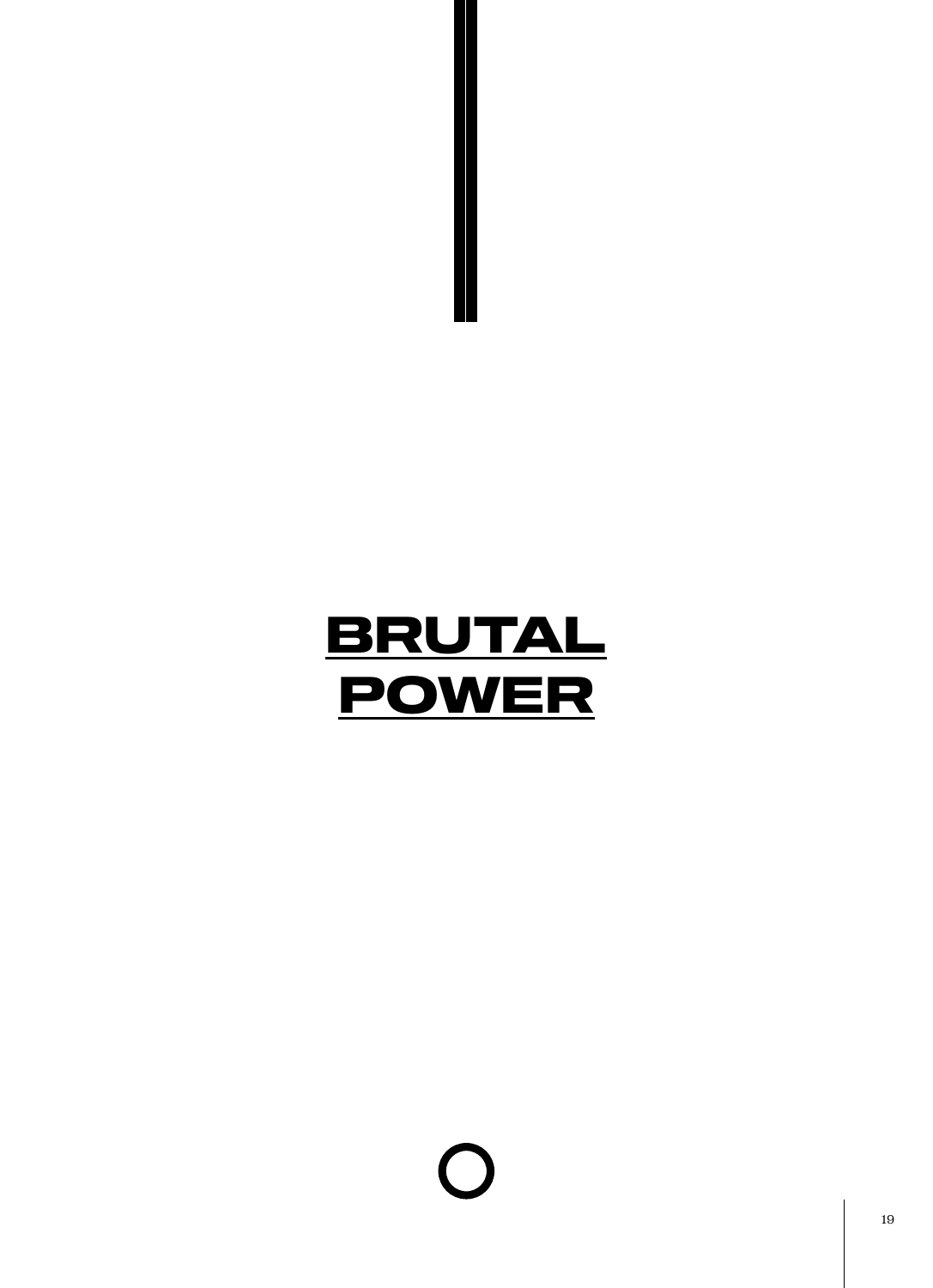# BRUTAL POWER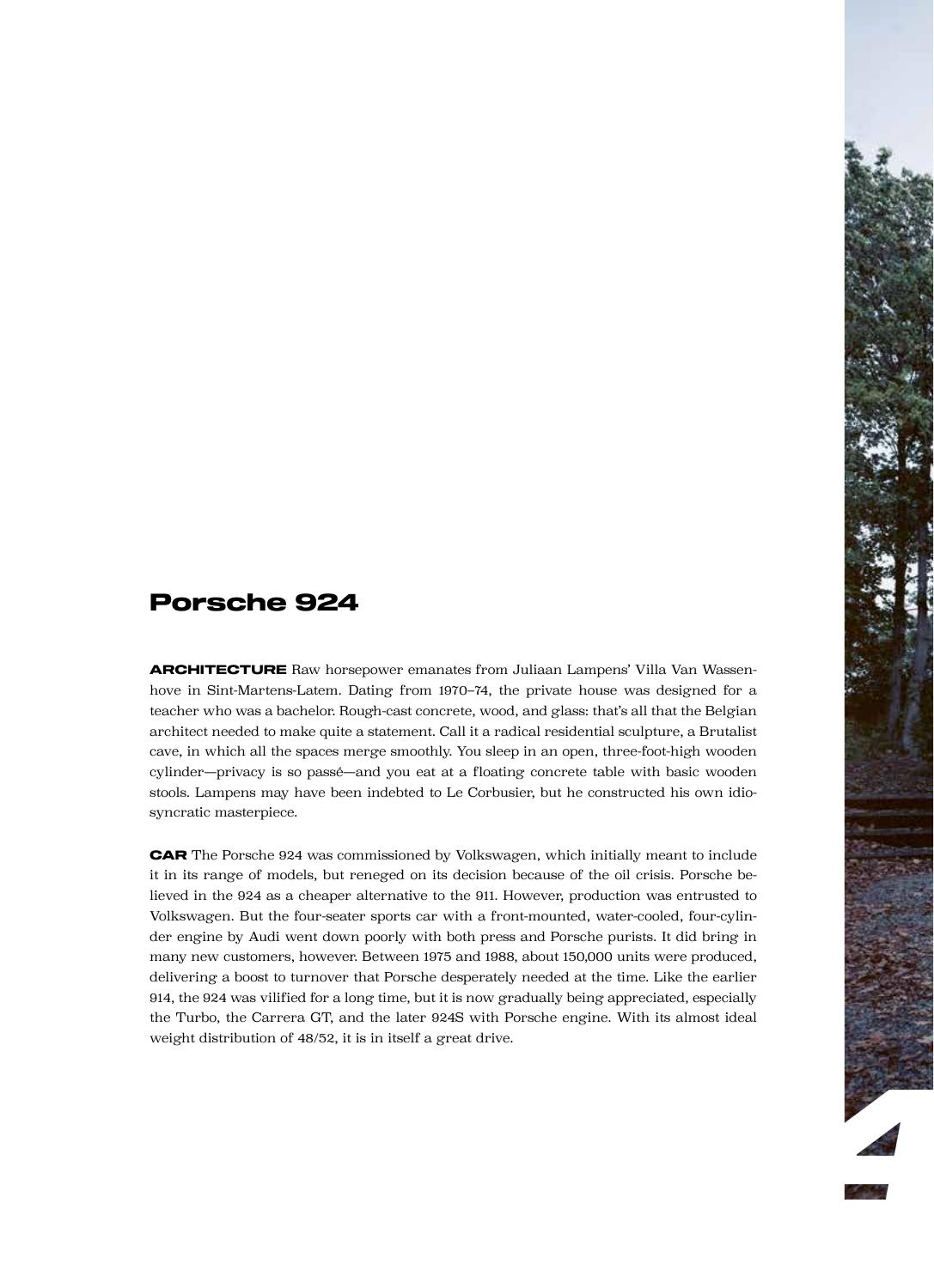# Porsche 924

**ARCHITECTURE** Raw horsepower emanates from Juliaan Lampens' Villa Van Wassenhove in Sint-Martens-Latem. Dating from 1970–74, the private house was designed for a teacher who was a bachelor. Rough-cast concrete, wood, and glass: that's all that the Belgian architect needed to make quite a statement. Call it a radical residential sculpture, a Brutalist cave, in which all the spaces merge smoothly. You sleep in an open, three-foot-high wooden cylinder—privacy is so passé—and you eat at a floating concrete table with basic wooden stools. Lampens may have been indebted to Le Corbusier, but he constructed his own idiosyncratic masterpiece.

**CAR** The Porsche 924 was commissioned by Volkswagen, which initially meant to include it in its range of models, but reneged on its decision because of the oil crisis. Porsche believed in the 924 as a cheaper alternative to the 911. However, production was entrusted to Volkswagen. But the four-seater sports car with a front-mounted, water-cooled, four-cylinder engine by Audi went down poorly with both press and Porsche purists. It did bring in many new customers, however. Between 1975 and 1988, about 150,000 units were produced, delivering a boost to turnover that Porsche desperately needed at the time. Like the earlier 914, the 924 was vilified for a long time, but it is now gradually being appreciated, especially the Turbo, the Carrera GT, and the later 924S with Porsche engine. With its almost ideal weight distribution of 48/52, it is in itself a great drive.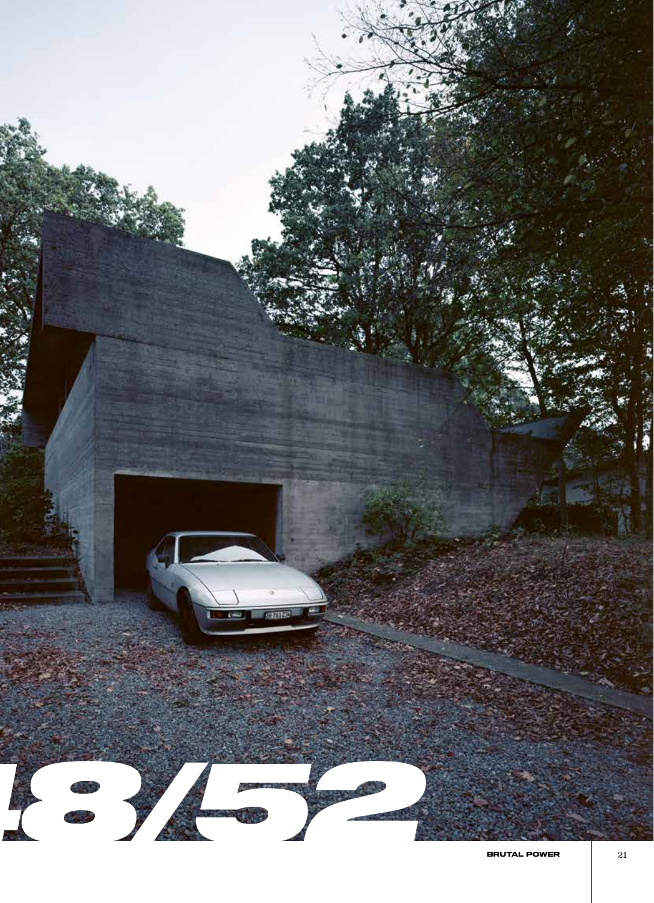# :8/52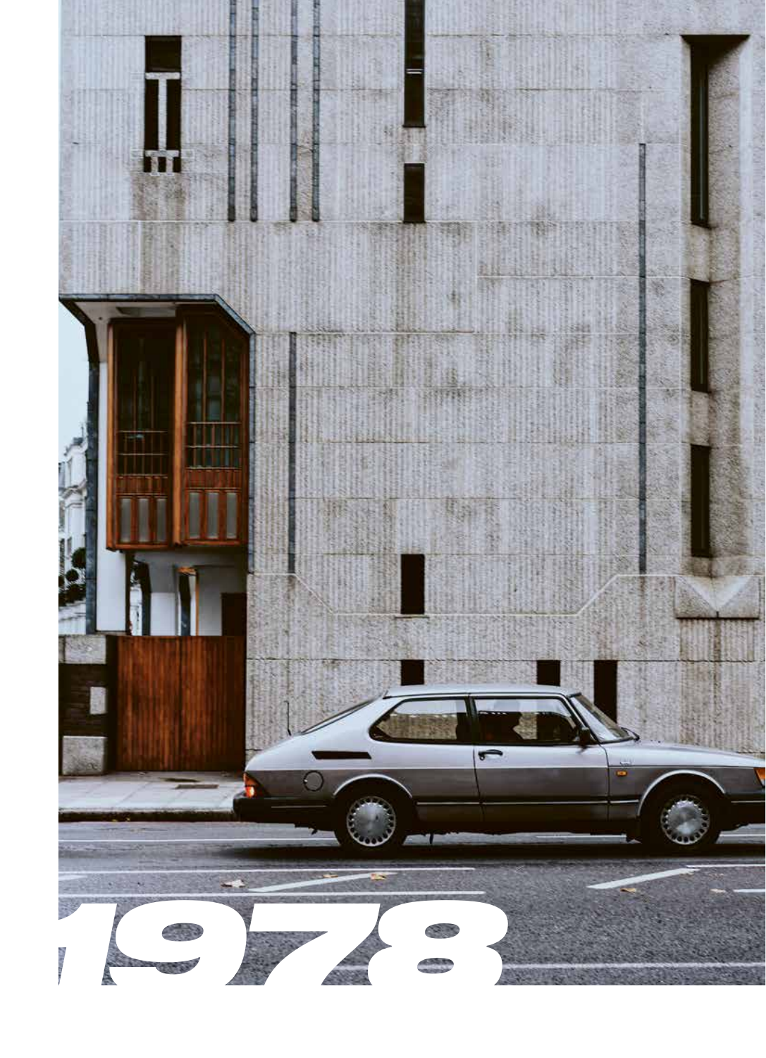# 1978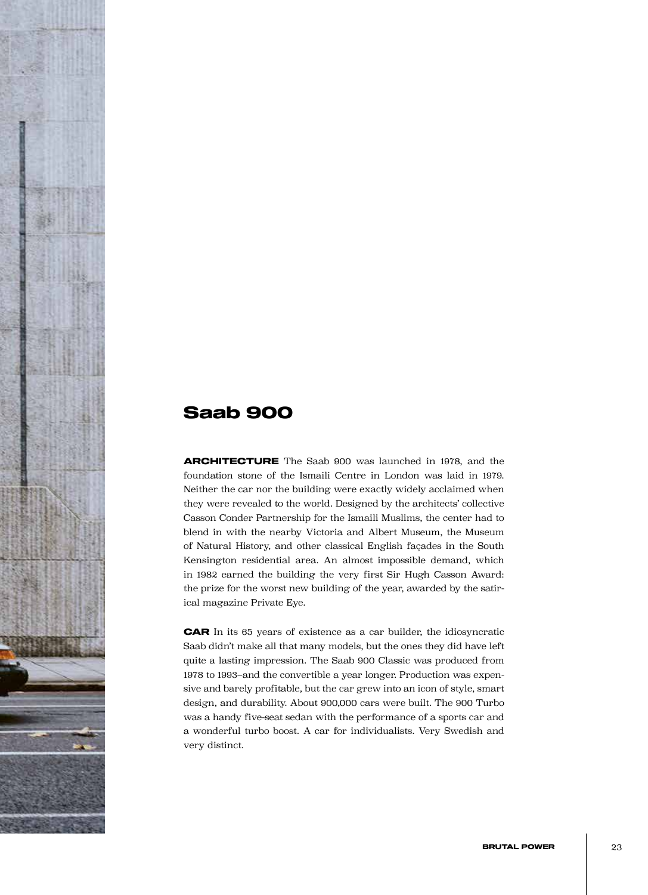# Saab 900

**ARCHITECTURE** The Saab 900 was launched in 1978, and the foundation stone of the Ismaili Centre in London was laid in 1979. Neither the car nor the building were exactly widely acclaimed when they were revealed to the world. Designed by the architects' collective Casson Conder Partnership for the Ismaili Muslims, the center had to blend in with the nearby Victoria and Albert Museum, the Museum of Natural History, and other classical English façades in the South Kensington residential area. An almost impossible demand, which in 1982 earned the building the very first Sir Hugh Casson Award: the prize for the worst new building of the year, awarded by the satirical magazine Private Eye.

**CAR** In its 65 years of existence as a car builder, the idiosyncratic Saab didn't make all that many models, but the ones they did have left quite a lasting impression. The Saab 900 Classic was produced from 1978 to 1993–and the convertible a year longer. Production was expensive and barely profitable, but the car grew into an icon of style, smart design, and durability. About 900,000 cars were built. The 900 Turbo was a handy five-seat sedan with the performance of a sports car and a wonderful turbo boost. A car for individualists. Very Swedish and very distinct.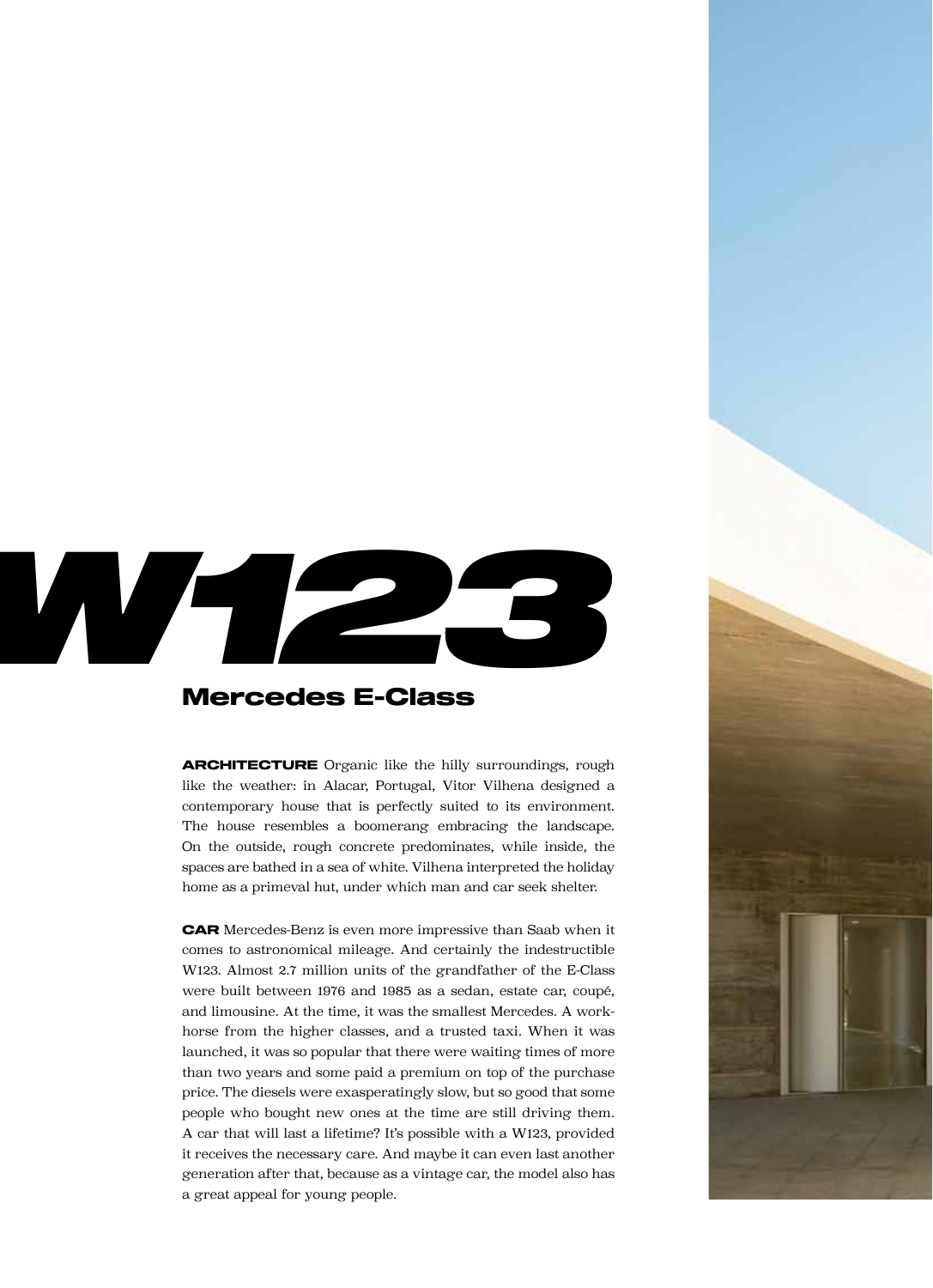# W123

## Mercedes E-Class

**ARCHITECTURE** Organic like the hilly surroundings, rough like the weather: in Alacar, Portugal, Vitor Vilhena designed a contemporary house that is perfectly suited to its environment. The house resembles a boomerang embracing the landscape. On the outside, rough concrete predominates, while inside, the spaces are bathed in a sea of white. Vilhena interpreted the holiday home as a primeval hut, under which man and car seek shelter.

**CAR** Mercedes-Benz is even more impressive than Saab when it comes to astronomical mileage. And certainly the indestructible W123. Almost 2.7 million units of the grandfather of the E-Class were built between 1976 and 1985 as a sedan, estate car, coupé, and limousine. At the time, it was the smallest Mercedes. A work-horse from the higher classes, and a trusted taxi. When it was launched, it was so popular that there were waiting times of more than two years and some paid a premium on top of the purchase price. The diesels were exasperatingly slow, but so good that some people who bought new ones at the time are still driving them. A car that will last a lifetime? It's possible with a W123, provided it receives the necessary care. And maybe it can even last another generation after that, because as a vintage car, the model also has a great appeal for young people.